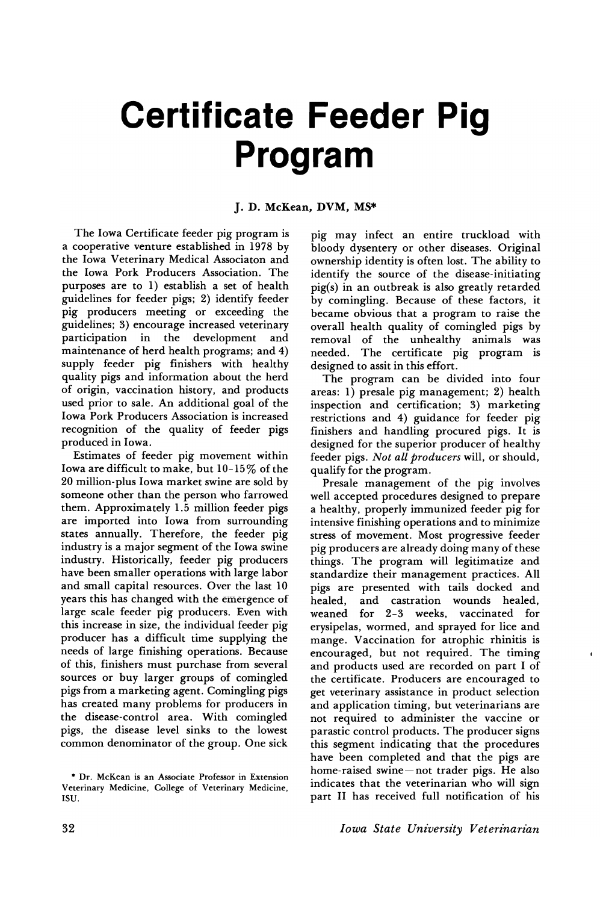# Certificate Feeder Pig Program

J. D. McKean, DVM, MS*

The Iowa Certificate feeder pig program is a cooperative venture established in 1978 by the Iowa Veterinary Medical Associaton and the Iowa Pork Producers Association. The purposes are to 1) establish a set of health guidelines for feeder pigs; 2) identify feeder pig producers meeting or exceeding the guidelines; 3) encourage increased veterinary participation in the development and maintenance of herd health programs; and 4) supply feeder pig finishers with healthy quality pigs and information about the herd of origin, vaccination history, and products used prior to sale. An additional goal of the Iowa Pork Producers Association is increased recognition of the quality of feeder pigs produced in Iowa.

Estimates of feeder pig movement within Iowa are difficult to make, but 10-15% of the 20 million-plus Iowa market swine are sold by someone other than the person who farrowed them. Approximately 1.5 million feeder pigs are imported into Iowa from surrounding states annually. Therefore, the feeder pig industry is a major segment of the Iowa swine industry. Historically, feeder pig producers have been smaller operations with large labor and small capital resources. Over the last 10 years this has changed with the emergence of large scale feeder pig producers. Even with this increase in size, the individual feeder pig producer has a difficult time supplying the needs of large finishing operations. Because of this, finishers must purchase from several sources or buy larger groups of comingled pigs from a marketing agent. Comingling pigs has created many problems for producers in the disease-control area. With comingled pigs, the disease level sinks to the lowest common denominator of the group. One sick pig may infect an entire truckload with bloody dysentery or other diseases. Original ownership identity is often lost. The ability to identify the source of the disease-initiating pig(s) in an outbreak is also greatly retarded by comingling. Because of these factors, it became obvious that a program to raise the overall health quality of comingled pigs by removal of the unhealthy animals was needed. The certificate pig program is designed to assit in this effort.

The program can be divided into four areas: 1) presale pig management; 2) health inspection and certification; 3) marketing restrictions and 4) guidance for feeder pig finishers and handling procured pigs. It is designed for the superior producer of healthy feeder pigs. *Not all producers* will, or should, qualify for the program.

Presale management of the pig involves well accepted procedures designed to prepare a healthy, properly immunized feeder pig for intensive finishing operations and to minimize stress of movement. Most progressive feeder pig producers are already doing many of these things. The program will legitimatize and standardize their management practices. All pigs are presented with tails docked and healed, and castration wounds healed, weaned for 2-3 weeks, vaccinated for erysipelas, wormed, and sprayed for lice and mange. Vaccination for atrophic rhinitis is encouraged, but not required. The timing and products used are recorded on part I of the certificate. Producers are encouraged to get veterinary assistance in product selection and application timing, but veterinarians are not required to administer the vaccine or parastic control products. The producer signs this segment indicating that the procedures have been completed and that the pigs are home-raised swine—not trader pigs. He also indicates that the veterinarian who will sign part II has received full notification of his

* Dr. McKean is an Associate Professor in Extension Veterinary Medicine, College of Veterinary Medicine, ISU.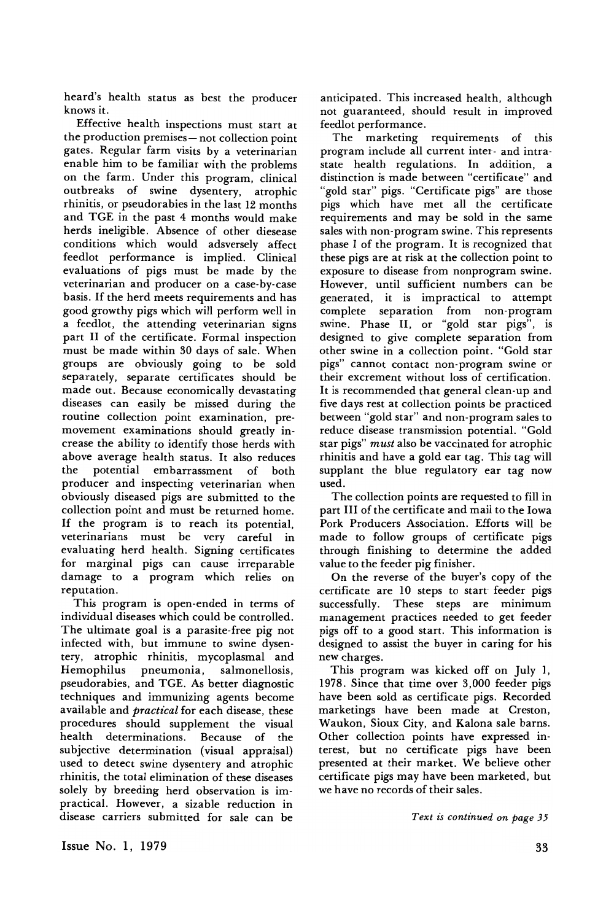heard's health status as best the producer knows it.

Effective health inspections must start at the production premises—not collection point gates. Regular farm visits by a veterinarian enable him to be familiar with the problems on the farm. Under this program, clinical outbreaks of swine dysentery, atrophic rhinitis, or pseudorabies in the last 12 months and TGE in the past 4 months would make herds ineligible. Absence of other diesease conditions which would adsversely affect feedlot performance is implied. Clinical evaluations of pigs must be made by the veterinarian and producer on a case-by-case basis. If the herd meets requirements and has good growthy pigs which will perform well in a feedlot, the attending veterinarian signs part II of the certificate. Formal inspection must be made within 30 days of sale. When groups are obviously going to be sold separately, separate certificates should be made out. Because economically devastating diseases can easily be missed during the routine collection point examination, pre-movement examinations should greatly increase the ability to identify those herds with above average health status. It also reduces the potential embarrassment of both producer and inspecting veterinarian when obviously diseased pigs are submitted to the collection point and must be returned home. If the program is to reach its potential, veterinarians must be very careful in evaluating herd health. Signing certificates for marginal pigs can cause irreparable damage to a program which relies on reputation.

This program is open-ended in terms of individual diseases which could be controlled. The ultimate goal is a parasite-free pig not infected with, but immune to swine dysentery, atrophic rhinitis, mycoplasmal and Hemophilus pneumonia, salmonellosis, pseudorabies, and TGE. As better diagnostic techniques and immunizing agents become available and *practical* for each disease, these procedures should supplement the visual health determinations. Because of the subjective determination (visual appraisal) used to detect swine dysentery and atrophic rhinitis, the total elimination of these diseases solely by breeding herd observation is impractical. However, a sizable reduction in disease carriers submitted for sale can be anticipated. This increased health, although not guaranteed, should result in improved feedlot performance.

The marketing requirements of this program include all current inter- and intrastate health regulations. In addition, a distinction is made between "certificate" and "gold star" pigs. "Certificate pigs" are those pigs which have met all the certificate requirements and may be sold in the same sales with non-program swine. This represents phase I of the program. It is recognized that these pigs are at risk at the collection point to exposure to disease from nonprogram swine. However, until sufficient numbers can be generated, it is impractical to attempt complete separation from non-program swine. Phase II, or "gold star pigs", is designed to give complete separation from other swine in a collection point. "Gold star pigs" cannot contact non-program swine or their excrement without loss of certification. It is recommended that general clean-up and five days rest at collection points be practiced between "gold star" and non-program sales to reduce disease transmission potential. "Gold star pigs" *must* also be vaccinated for atrophic rhinitis and have a gold ear tag. This tag will supplant the blue regulatory ear tag now used.

The collection points are requested to fill in part III of the certificate and mail to the Iowa Pork Producers Association. Efforts will be made to follow groups of certificate pigs through finishing to determine the added value to the feeder pig finisher.

On the reverse of the buyer's copy of the certificate are 10 steps to start feeder pigs successfully. These steps are minimum management practices needed to get feeder pigs off to a good start. This information is designed to assist the buyer in caring for his new charges.

This program was kicked off on July 1, 1978. Since that time over 3,000 feeder pigs have been sold as certificate pigs. Recorded marketings have been made at Creston, Waukon, Sioux City, and Kalona sale barns. Other collection points have expressed interest, but no certificate pigs have been presented at their market. We believe other certificate pigs may have been marketed, but we have no records of their sales.

*Text is continued on page 35*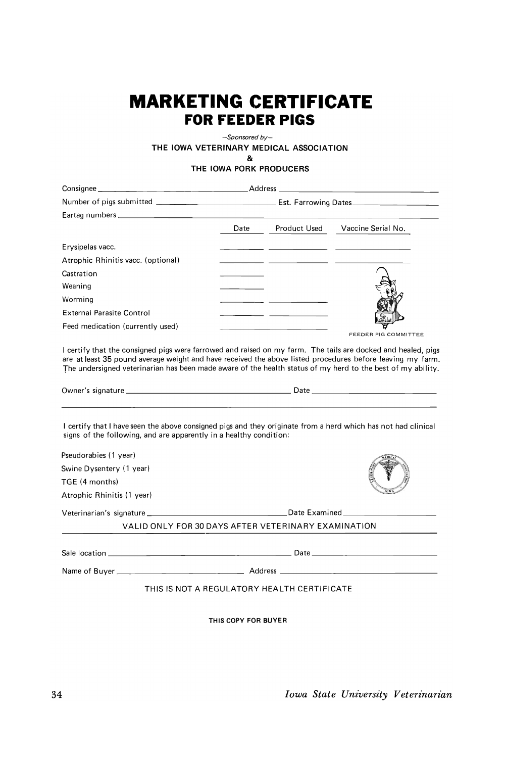# MARKETING CERTIFICATE

## FOR FEEDER PIGS

*—Sponsored by—*

THE IOWA VETERINARY MEDICAL ASSOCIATION

&

THE IOWA PORK PRODUCERS

Consignee ____________________ Address ____________________

Number of pigs submitted ____________________ Est. Farrowing Dates ____________________

Eartag numbers ________________________________________

| | Date | Product Used | Vaccine Serial No. |
|---|---|---|---|
| Erysipelas vacc. | ______ | ______ | ______ |
| Atrophic Rhinitis vacc. (optional) | ______ | ______ | ______ |
| Castration | ______ | | |
| Weaning | ______ | | |
| Worming | ______ | ______ | |
| External Parasite Control | ______ | ______ | |
| Feed medication (currently used) | ______ | | |

FEEDER PIG COMMITTEE

I certify that the consigned pigs were farrowed and raised on my farm. The tails are docked and healed, pigs are at least 35 pound average weight and have received the above listed procedures before leaving my farm. The undersigned veterinarian has been made aware of the health status of my herd to the best of my ability.

Owner's signature ____________________ Date ____________________

I certify that I have seen the above consigned pigs and they originate from a herd which has not had clinical signs of the following, and are apparently in a healthy condition:

Pseudorabies (1 year)

Swine Dysentery (1 year)

TGE (4 months)

Atrophic Rhinitis (1 year)

Veterinarian's signature ____________________ Date Examined ____________________

VALID ONLY FOR 30 DAYS AFTER VETERINARY EXAMINATION

Sale location ____________________ Date ____________________

Name of Buyer ____________________ Address ____________________

THIS IS NOT A REGULATORY HEALTH CERTIFICATE

**THIS COPY FOR BUYER**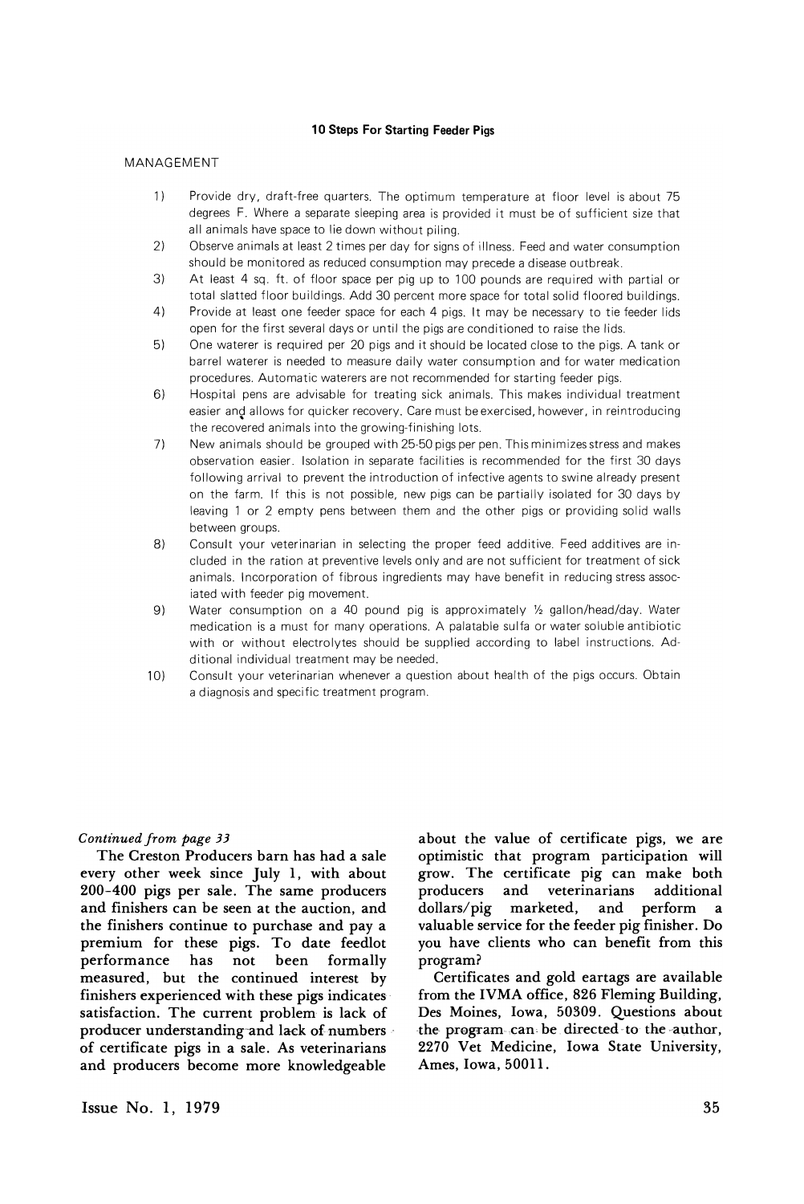### 10 Steps For Starting Feeder Pigs

MANAGEMENT

1) Provide dry, draft-free quarters. The optimum temperature at floor level is about 75 degrees F. Where a separate sleeping area is provided it must be of sufficient size that all animals have space to lie down without piling.
2) Observe animals at least 2 times per day for signs of illness. Feed and water consumption should be monitored as reduced consumption may precede a disease outbreak.
3) At least 4 sq. ft. of floor space per pig up to 100 pounds are required with partial or total slatted floor buildings. Add 30 percent more space for total solid floored buildings.
4) Provide at least one feeder space for each 4 pigs. It may be necessary to tie feeder lids open for the first several days or until the pigs are conditioned to raise the lids.
5) One waterer is required per 20 pigs and it should be located close to the pigs. A tank or barrel waterer is needed to measure daily water consumption and for water medication procedures. Automatic waterers are not recommended for starting feeder pigs.
6) Hospital pens are advisable for treating sick animals. This makes individual treatment easier and allows for quicker recovery. Care must be exercised, however, in reintroducing the recovered animals into the growing-finishing lots.
7) New animals should be grouped with 25-50 pigs per pen. This minimizes stress and makes observation easier. Isolation in separate facilities is recommended for the first 30 days following arrival to prevent the introduction of infective agents to swine already present on the farm. If this is not possible, new pigs can be partially isolated for 30 days by leaving 1 or 2 empty pens between them and the other pigs or providing solid walls between groups.
8) Consult your veterinarian in selecting the proper feed additive. Feed additives are included in the ration at preventive levels only and are not sufficient for treatment of sick animals. Incorporation of fibrous ingredients may have benefit in reducing stress associated with feeder pig movement.
9) Water consumption on a 40 pound pig is approximately ½ gallon/head/day. Water medication is a must for many operations. A palatable sulfa or water soluble antibiotic with or without electrolytes should be supplied according to label instructions. Additional individual treatment may be needed.
10) Consult your veterinarian whenever a question about health of the pigs occurs. Obtain a diagnosis and specific treatment program.

*Continued from page 33*

The Creston Producers barn has had a sale every other week since July 1, with about 200-400 pigs per sale. The same producers and finishers can be seen at the auction, and the finishers continue to purchase and pay a premium for these pigs. To date feedlot performance has not been formally measured, but the continued interest by finishers experienced with these pigs indicates satisfaction. The current problem is lack of producer understanding and lack of numbers of certificate pigs in a sale. As veterinarians and producers become more knowledgeable about the value of certificate pigs, we are optimistic that program participation will grow. The certificate pig can make both producers and veterinarians additional dollars/pig marketed, and perform a valuable service for the feeder pig finisher. Do you have clients who can benefit from this program?

Certificates and gold eartags are available from the IVMA office, 826 Fleming Building, Des Moines, Iowa, 50309. Questions about the program can be directed to the author, 2270 Vet Medicine, Iowa State University, Ames, Iowa, 50011.